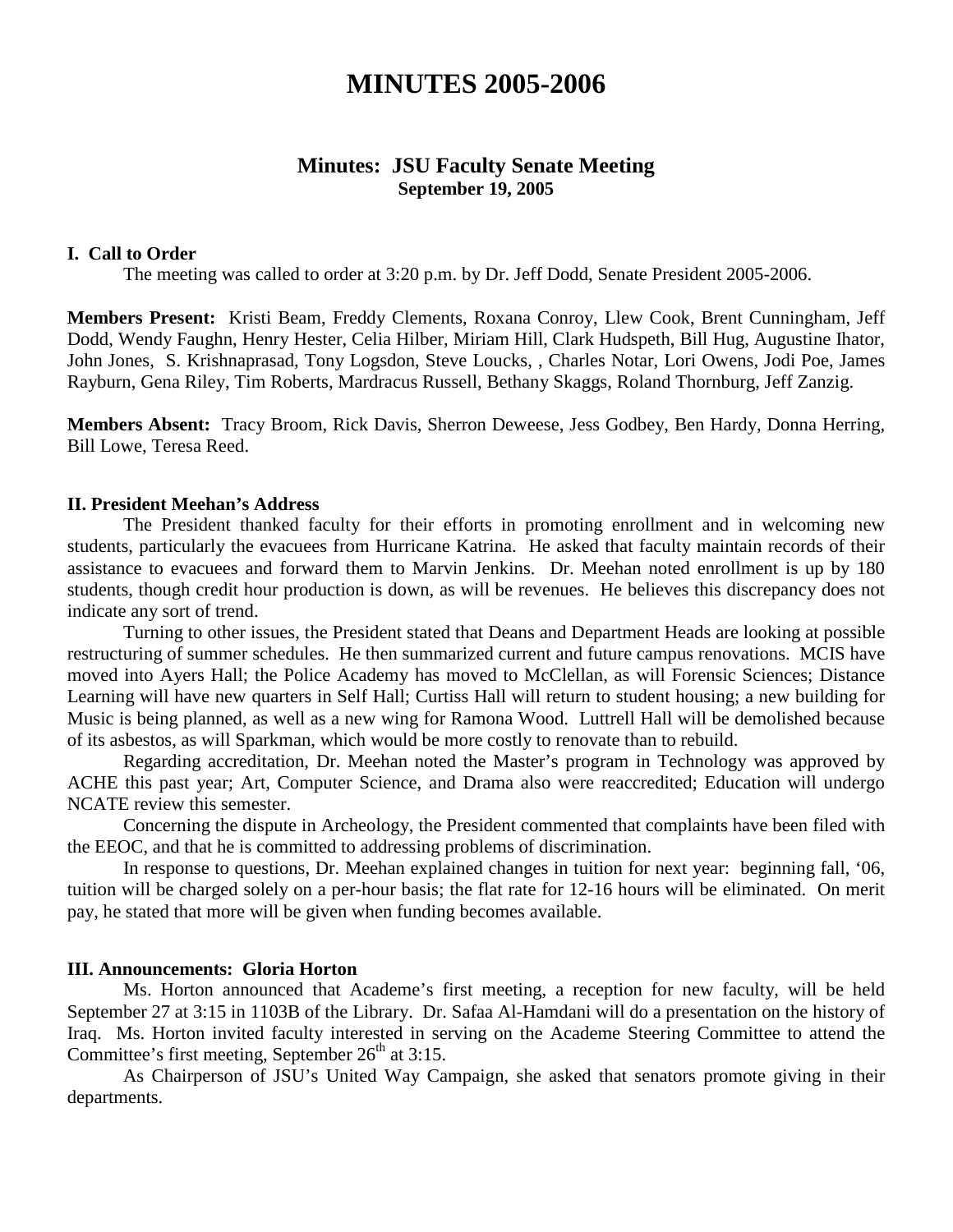# MINUTES 2005-2006

## Minutes: JSU Faculty Senate Meeting

**September 19, 2005**

### I. Call to Order

The meeting was called to order at 3:20 p.m. by Dr. Jeff Dodd, Senate President 2005-2006.

**Members Present:** Kristi Beam, Freddy Clements, Roxana Conroy, Llew Cook, Brent Cunningham, Jeff Dodd, Wendy Faughn, Henry Hester, Celia Hilber, Miriam Hill, Clark Hudspeth, Bill Hug, Augustine Ihator, John Jones, S. Krishnaprasad, Tony Logsdon, Steve Loucks, , Charles Notar, Lori Owens, Jodi Poe, James Rayburn, Gena Riley, Tim Roberts, Mardracus Russell, Bethany Skaggs, Roland Thornburg, Jeff Zanzig.

**Members Absent:** Tracy Broom, Rick Davis, Sherron Deweese, Jess Godbey, Ben Hardy, Donna Herring, Bill Lowe, Teresa Reed.

### II. President Meehan's Address

The President thanked faculty for their efforts in promoting enrollment and in welcoming new students, particularly the evacuees from Hurricane Katrina. He asked that faculty maintain records of their assistance to evacuees and forward them to Marvin Jenkins. Dr. Meehan noted enrollment is up by 180 students, though credit hour production is down, as will be revenues. He believes this discrepancy does not indicate any sort of trend.

Turning to other issues, the President stated that Deans and Department Heads are looking at possible restructuring of summer schedules. He then summarized current and future campus renovations. MCIS have moved into Ayers Hall; the Police Academy has moved to McClellan, as will Forensic Sciences; Distance Learning will have new quarters in Self Hall; Curtiss Hall will return to student housing; a new building for Music is being planned, as well as a new wing for Ramona Wood. Luttrell Hall will be demolished because of its asbestos, as will Sparkman, which would be more costly to renovate than to rebuild.

Regarding accreditation, Dr. Meehan noted the Master's program in Technology was approved by ACHE this past year; Art, Computer Science, and Drama also were reaccredited; Education will undergo NCATE review this semester.

Concerning the dispute in Archeology, the President commented that complaints have been filed with the EEOC, and that he is committed to addressing problems of discrimination.

In response to questions, Dr. Meehan explained changes in tuition for next year: beginning fall, '06, tuition will be charged solely on a per-hour basis; the flat rate for 12-16 hours will be eliminated. On merit pay, he stated that more will be given when funding becomes available.

### III. Announcements: Gloria Horton

Ms. Horton announced that Academe's first meeting, a reception for new faculty, will be held September 27 at 3:15 in 1103B of the Library. Dr. Safaa Al-Hamdani will do a presentation on the history of Iraq. Ms. Horton invited faculty interested in serving on the Academe Steering Committee to attend the Committee's first meeting, September 26th at 3:15.

As Chairperson of JSU's United Way Campaign, she asked that senators promote giving in their departments.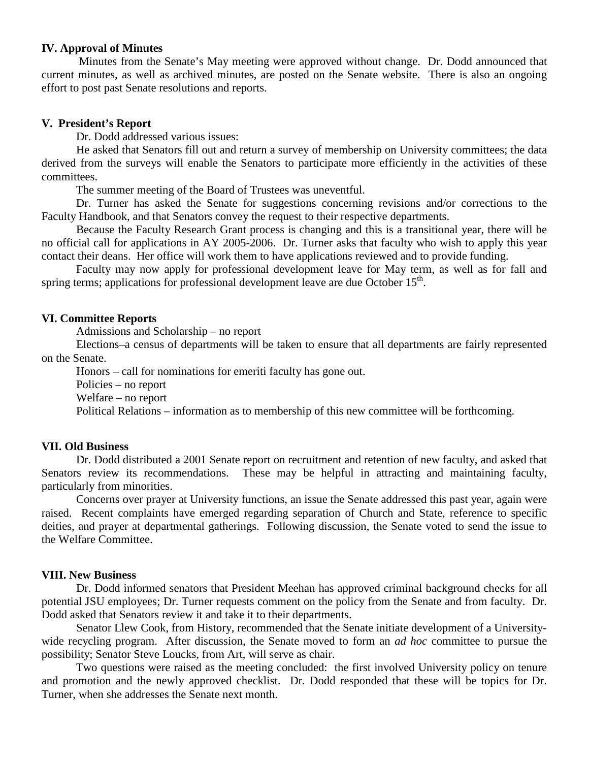## IV. Approval of Minutes

Minutes from the Senate's May meeting were approved without change. Dr. Dodd announced that current minutes, as well as archived minutes, are posted on the Senate website. There is also an ongoing effort to post past Senate resolutions and reports.

## V. President's Report

Dr. Dodd addressed various issues:

He asked that Senators fill out and return a survey of membership on University committees; the data derived from the surveys will enable the Senators to participate more efficiently in the activities of these committees.

The summer meeting of the Board of Trustees was uneventful.

Dr. Turner has asked the Senate for suggestions concerning revisions and/or corrections to the Faculty Handbook, and that Senators convey the request to their respective departments.

Because the Faculty Research Grant process is changing and this is a transitional year, there will be no official call for applications in AY 2005-2006. Dr. Turner asks that faculty who wish to apply this year contact their deans. Her office will work them to have applications reviewed and to provide funding.

Faculty may now apply for professional development leave for May term, as well as for fall and spring terms; applications for professional development leave are due October 15th.

## VI. Committee Reports

Admissions and Scholarship – no report

Elections–a census of departments will be taken to ensure that all departments are fairly represented on the Senate.

Honors – call for nominations for emeriti faculty has gone out.

Policies – no report

Welfare – no report

Political Relations – information as to membership of this new committee will be forthcoming.

## VII. Old Business

Dr. Dodd distributed a 2001 Senate report on recruitment and retention of new faculty, and asked that Senators review its recommendations. These may be helpful in attracting and maintaining faculty, particularly from minorities.

Concerns over prayer at University functions, an issue the Senate addressed this past year, again were raised. Recent complaints have emerged regarding separation of Church and State, reference to specific deities, and prayer at departmental gatherings. Following discussion, the Senate voted to send the issue to the Welfare Committee.

## VIII. New Business

Dr. Dodd informed senators that President Meehan has approved criminal background checks for all potential JSU employees; Dr. Turner requests comment on the policy from the Senate and from faculty. Dr. Dodd asked that Senators review it and take it to their departments.

Senator Llew Cook, from History, recommended that the Senate initiate development of a University-wide recycling program. After discussion, the Senate moved to form an *ad hoc* committee to pursue the possibility; Senator Steve Loucks, from Art, will serve as chair.

Two questions were raised as the meeting concluded: the first involved University policy on tenure and promotion and the newly approved checklist. Dr. Dodd responded that these will be topics for Dr. Turner, when she addresses the Senate next month.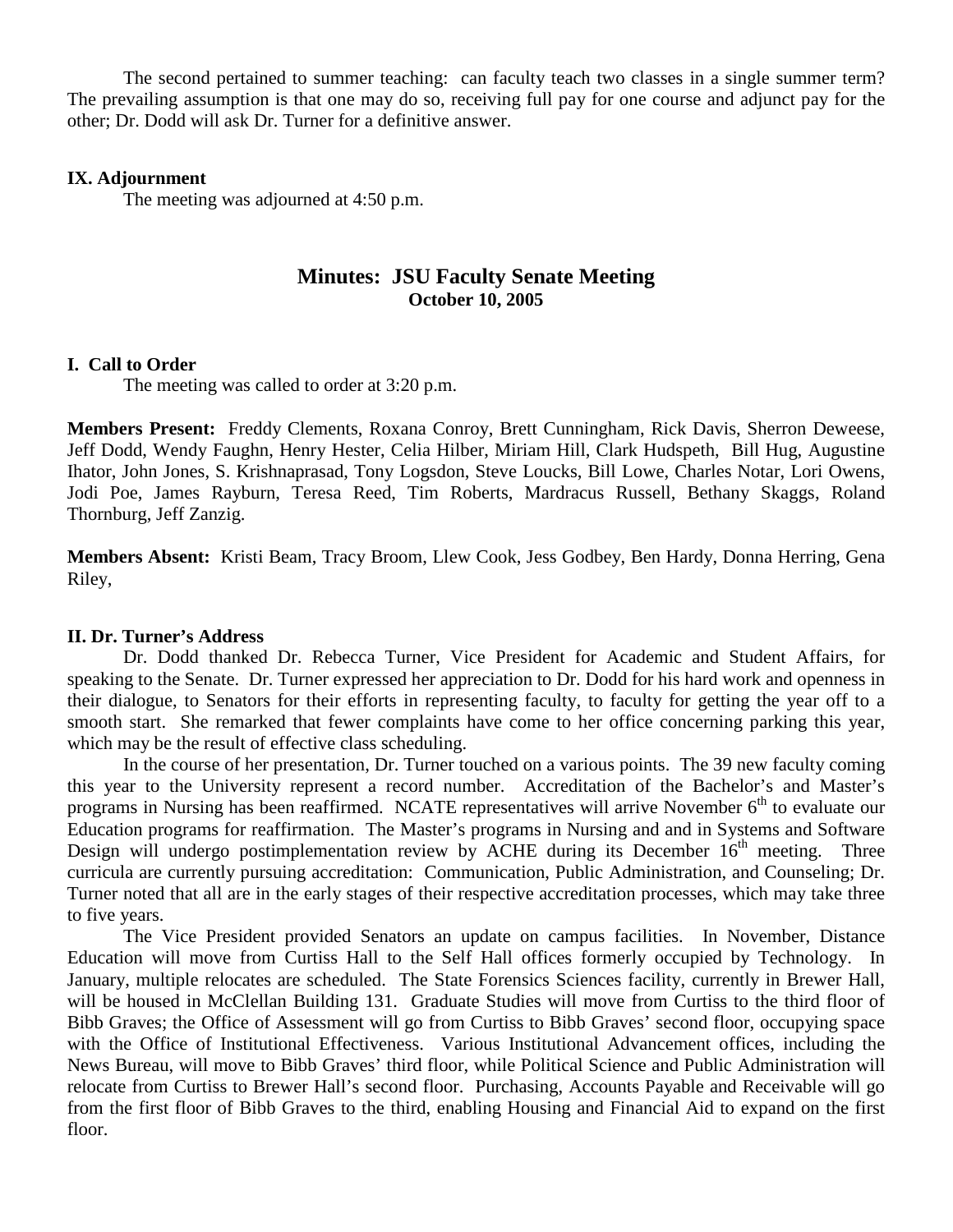The second pertained to summer teaching: can faculty teach two classes in a single summer term? The prevailing assumption is that one may do so, receiving full pay for one course and adjunct pay for the other; Dr. Dodd will ask Dr. Turner for a definitive answer.

**IX. Adjournment**

The meeting was adjourned at 4:50 p.m.

## Minutes: JSU Faculty Senate Meeting
### October 10, 2005

**I. Call to Order**

The meeting was called to order at 3:20 p.m.

**Members Present:** Freddy Clements, Roxana Conroy, Brett Cunningham, Rick Davis, Sherron Deweese, Jeff Dodd, Wendy Faughn, Henry Hester, Celia Hilber, Miriam Hill, Clark Hudspeth, Bill Hug, Augustine Ihator, John Jones, S. Krishnaprasad, Tony Logsdon, Steve Loucks, Bill Lowe, Charles Notar, Lori Owens, Jodi Poe, James Rayburn, Teresa Reed, Tim Roberts, Mardracus Russell, Bethany Skaggs, Roland Thornburg, Jeff Zanzig.

**Members Absent:** Kristi Beam, Tracy Broom, Llew Cook, Jess Godbey, Ben Hardy, Donna Herring, Gena Riley,

**II. Dr. Turner's Address**

Dr. Dodd thanked Dr. Rebecca Turner, Vice President for Academic and Student Affairs, for speaking to the Senate. Dr. Turner expressed her appreciation to Dr. Dodd for his hard work and openness in their dialogue, to Senators for their efforts in representing faculty, to faculty for getting the year off to a smooth start. She remarked that fewer complaints have come to her office concerning parking this year, which may be the result of effective class scheduling.

In the course of her presentation, Dr. Turner touched on a various points. The 39 new faculty coming this year to the University represent a record number. Accreditation of the Bachelor's and Master's programs in Nursing has been reaffirmed. NCATE representatives will arrive November 6th to evaluate our Education programs for reaffirmation. The Master's programs in Nursing and and in Systems and Software Design will undergo postimplementation review by ACHE during its December 16th meeting. Three curricula are currently pursuing accreditation: Communication, Public Administration, and Counseling; Dr. Turner noted that all are in the early stages of their respective accreditation processes, which may take three to five years.

The Vice President provided Senators an update on campus facilities. In November, Distance Education will move from Curtiss Hall to the Self Hall offices formerly occupied by Technology. In January, multiple relocates are scheduled. The State Forensics Sciences facility, currently in Brewer Hall, will be housed in McClellan Building 131. Graduate Studies will move from Curtiss to the third floor of Bibb Graves; the Office of Assessment will go from Curtiss to Bibb Graves' second floor, occupying space with the Office of Institutional Effectiveness. Various Institutional Advancement offices, including the News Bureau, will move to Bibb Graves' third floor, while Political Science and Public Administration will relocate from Curtiss to Brewer Hall's second floor. Purchasing, Accounts Payable and Receivable will go from the first floor of Bibb Graves to the third, enabling Housing and Financial Aid to expand on the first floor.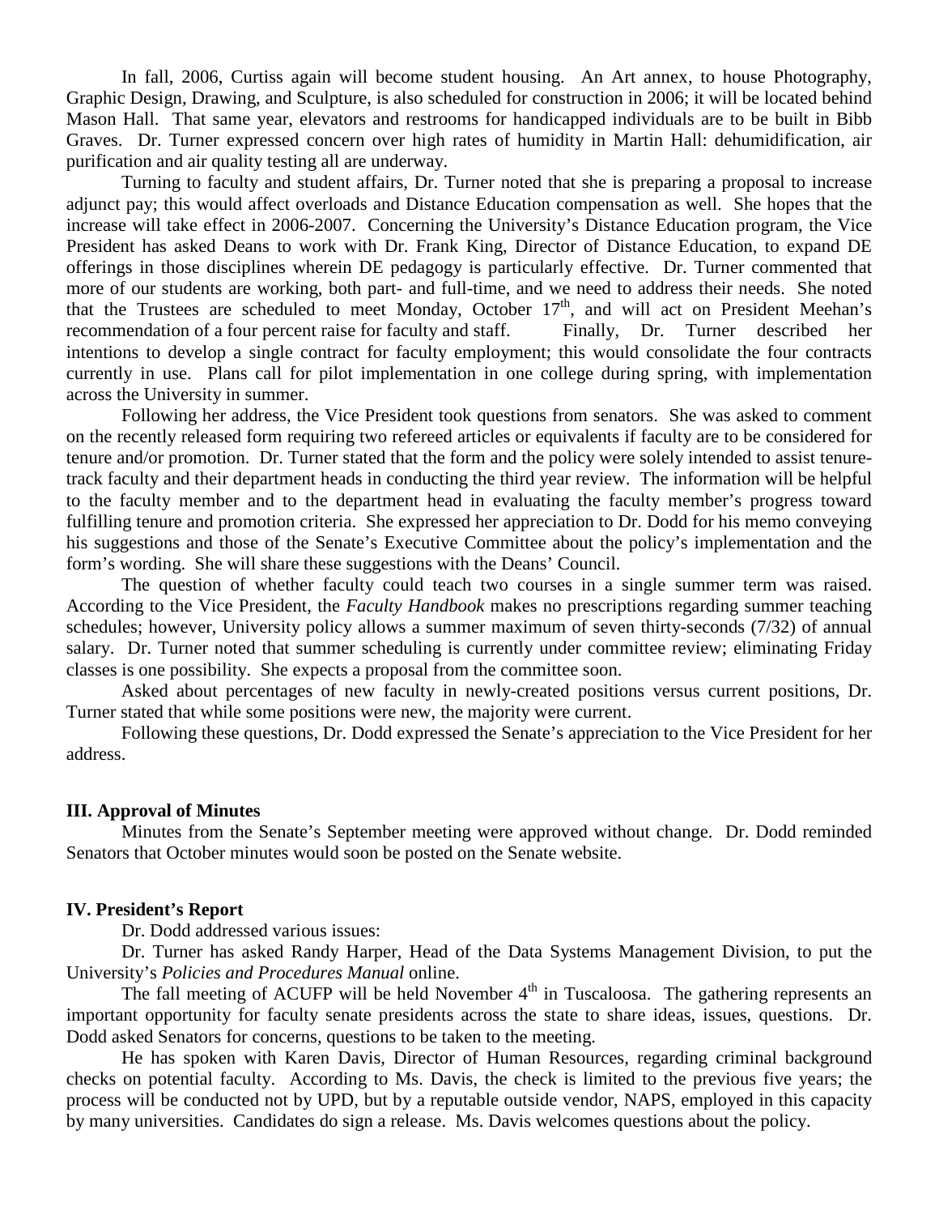In fall, 2006, Curtiss again will become student housing. An Art annex, to house Photography, Graphic Design, Drawing, and Sculpture, is also scheduled for construction in 2006; it will be located behind Mason Hall. That same year, elevators and restrooms for handicapped individuals are to be built in Bibb Graves. Dr. Turner expressed concern over high rates of humidity in Martin Hall: dehumidification, air purification and air quality testing all are underway.

Turning to faculty and student affairs, Dr. Turner noted that she is preparing a proposal to increase adjunct pay; this would affect overloads and Distance Education compensation as well. She hopes that the increase will take effect in 2006-2007. Concerning the University's Distance Education program, the Vice President has asked Deans to work with Dr. Frank King, Director of Distance Education, to expand DE offerings in those disciplines wherein DE pedagogy is particularly effective. Dr. Turner commented that more of our students are working, both part- and full-time, and we need to address their needs. She noted that the Trustees are scheduled to meet Monday, October 17th, and will act on President Meehan's recommendation of a four percent raise for faculty and staff. Finally, Dr. Turner described her intentions to develop a single contract for faculty employment; this would consolidate the four contracts currently in use. Plans call for pilot implementation in one college during spring, with implementation across the University in summer.

Following her address, the Vice President took questions from senators. She was asked to comment on the recently released form requiring two refereed articles or equivalents if faculty are to be considered for tenure and/or promotion. Dr. Turner stated that the form and the policy were solely intended to assist tenure-track faculty and their department heads in conducting the third year review. The information will be helpful to the faculty member and to the department head in evaluating the faculty member's progress toward fulfilling tenure and promotion criteria. She expressed her appreciation to Dr. Dodd for his memo conveying his suggestions and those of the Senate's Executive Committee about the policy's implementation and the form's wording. She will share these suggestions with the Deans' Council.

The question of whether faculty could teach two courses in a single summer term was raised. According to the Vice President, the *Faculty Handbook* makes no prescriptions regarding summer teaching schedules; however, University policy allows a summer maximum of seven thirty-seconds (7/32) of annual salary. Dr. Turner noted that summer scheduling is currently under committee review; eliminating Friday classes is one possibility. She expects a proposal from the committee soon.

Asked about percentages of new faculty in newly-created positions versus current positions, Dr. Turner stated that while some positions were new, the majority were current.

Following these questions, Dr. Dodd expressed the Senate's appreciation to the Vice President for her address.

**III. Approval of Minutes**

Minutes from the Senate's September meeting were approved without change. Dr. Dodd reminded Senators that October minutes would soon be posted on the Senate website.

**IV. President's Report**

Dr. Dodd addressed various issues:

Dr. Turner has asked Randy Harper, Head of the Data Systems Management Division, to put the University's *Policies and Procedures Manual* online.

The fall meeting of ACUFP will be held November 4th in Tuscaloosa. The gathering represents an important opportunity for faculty senate presidents across the state to share ideas, issues, questions. Dr. Dodd asked Senators for concerns, questions to be taken to the meeting.

He has spoken with Karen Davis, Director of Human Resources, regarding criminal background checks on potential faculty. According to Ms. Davis, the check is limited to the previous five years; the process will be conducted not by UPD, but by a reputable outside vendor, NAPS, employed in this capacity by many universities. Candidates do sign a release. Ms. Davis welcomes questions about the policy.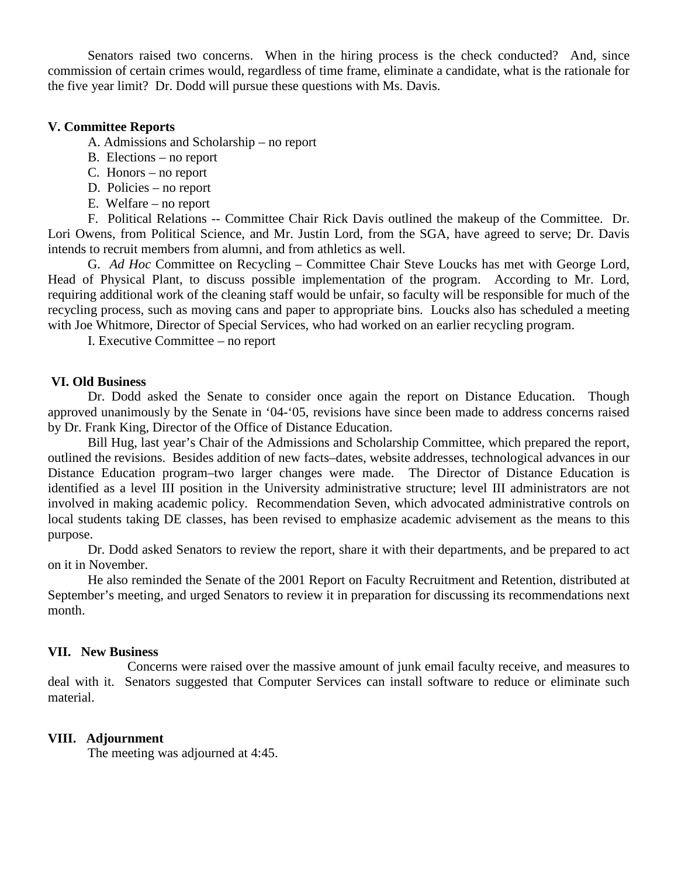Senators raised two concerns. When in the hiring process is the check conducted? And, since commission of certain crimes would, regardless of time frame, eliminate a candidate, what is the rationale for the five year limit? Dr. Dodd will pursue these questions with Ms. Davis.

**V. Committee Reports**

A. Admissions and Scholarship – no report

B. Elections – no report

C. Honors – no report

D. Policies – no report

E. Welfare – no report

F. Political Relations -- Committee Chair Rick Davis outlined the makeup of the Committee. Dr. Lori Owens, from Political Science, and Mr. Justin Lord, from the SGA, have agreed to serve; Dr. Davis intends to recruit members from alumni, and from athletics as well.

G. *Ad Hoc* Committee on Recycling – Committee Chair Steve Loucks has met with George Lord, Head of Physical Plant, to discuss possible implementation of the program. According to Mr. Lord, requiring additional work of the cleaning staff would be unfair, so faculty will be responsible for much of the recycling process, such as moving cans and paper to appropriate bins. Loucks also has scheduled a meeting with Joe Whitmore, Director of Special Services, who had worked on an earlier recycling program.

I. Executive Committee – no report

**VI. Old Business**

Dr. Dodd asked the Senate to consider once again the report on Distance Education. Though approved unanimously by the Senate in '04-'05, revisions have since been made to address concerns raised by Dr. Frank King, Director of the Office of Distance Education.

Bill Hug, last year's Chair of the Admissions and Scholarship Committee, which prepared the report, outlined the revisions. Besides addition of new facts–dates, website addresses, technological advances in our Distance Education program–two larger changes were made. The Director of Distance Education is identified as a level III position in the University administrative structure; level III administrators are not involved in making academic policy. Recommendation Seven, which advocated administrative controls on local students taking DE classes, has been revised to emphasize academic advisement as the means to this purpose.

Dr. Dodd asked Senators to review the report, share it with their departments, and be prepared to act on it in November.

He also reminded the Senate of the 2001 Report on Faculty Recruitment and Retention, distributed at September's meeting, and urged Senators to review it in preparation for discussing its recommendations next month.

**VII. New Business**

Concerns were raised over the massive amount of junk email faculty receive, and measures to deal with it. Senators suggested that Computer Services can install software to reduce or eliminate such material.

**VIII. Adjournment**

The meeting was adjourned at 4:45.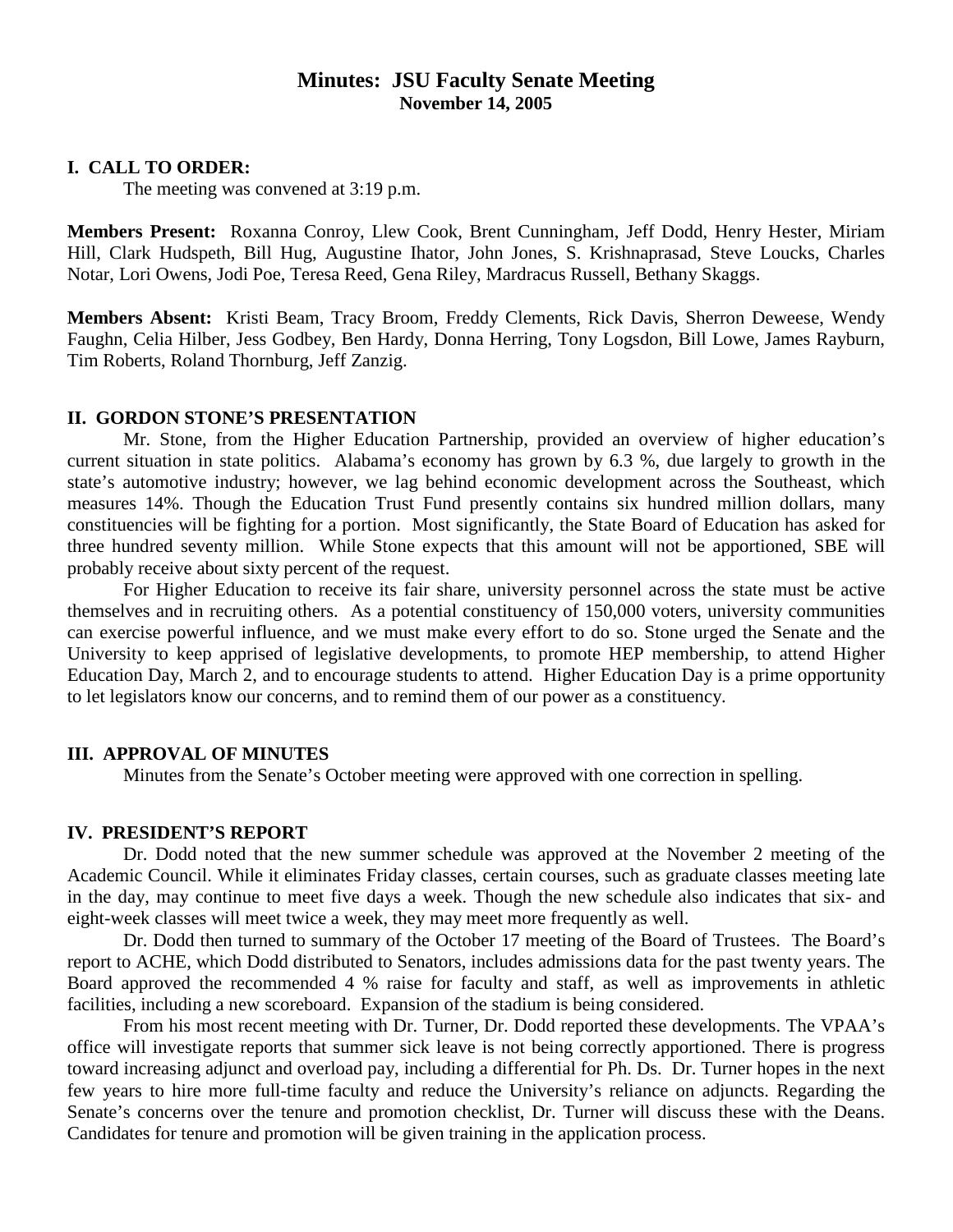# Minutes: JSU Faculty Senate Meeting

**November 14, 2005**

## I. CALL TO ORDER:

The meeting was convened at 3:19 p.m.

**Members Present:** Roxanna Conroy, Llew Cook, Brent Cunningham, Jeff Dodd, Henry Hester, Miriam Hill, Clark Hudspeth, Bill Hug, Augustine Ihator, John Jones, S. Krishnaprasad, Steve Loucks, Charles Notar, Lori Owens, Jodi Poe, Teresa Reed, Gena Riley, Mardracus Russell, Bethany Skaggs.

**Members Absent:** Kristi Beam, Tracy Broom, Freddy Clements, Rick Davis, Sherron Deweese, Wendy Faughn, Celia Hilber, Jess Godbey, Ben Hardy, Donna Herring, Tony Logsdon, Bill Lowe, James Rayburn, Tim Roberts, Roland Thornburg, Jeff Zanzig.

## II. GORDON STONE'S PRESENTATION

Mr. Stone, from the Higher Education Partnership, provided an overview of higher education's current situation in state politics. Alabama's economy has grown by 6.3 %, due largely to growth in the state's automotive industry; however, we lag behind economic development across the Southeast, which measures 14%. Though the Education Trust Fund presently contains six hundred million dollars, many constituencies will be fighting for a portion. Most significantly, the State Board of Education has asked for three hundred seventy million. While Stone expects that this amount will not be apportioned, SBE will probably receive about sixty percent of the request.

For Higher Education to receive its fair share, university personnel across the state must be active themselves and in recruiting others. As a potential constituency of 150,000 voters, university communities can exercise powerful influence, and we must make every effort to do so. Stone urged the Senate and the University to keep apprised of legislative developments, to promote HEP membership, to attend Higher Education Day, March 2, and to encourage students to attend. Higher Education Day is a prime opportunity to let legislators know our concerns, and to remind them of our power as a constituency.

## III. APPROVAL OF MINUTES

Minutes from the Senate's October meeting were approved with one correction in spelling.

## IV. PRESIDENT'S REPORT

Dr. Dodd noted that the new summer schedule was approved at the November 2 meeting of the Academic Council. While it eliminates Friday classes, certain courses, such as graduate classes meeting late in the day, may continue to meet five days a week. Though the new schedule also indicates that six- and eight-week classes will meet twice a week, they may meet more frequently as well.

Dr. Dodd then turned to summary of the October 17 meeting of the Board of Trustees. The Board's report to ACHE, which Dodd distributed to Senators, includes admissions data for the past twenty years. The Board approved the recommended 4 % raise for faculty and staff, as well as improvements in athletic facilities, including a new scoreboard. Expansion of the stadium is being considered.

From his most recent meeting with Dr. Turner, Dr. Dodd reported these developments. The VPAA's office will investigate reports that summer sick leave is not being correctly apportioned. There is progress toward increasing adjunct and overload pay, including a differential for Ph. Ds. Dr. Turner hopes in the next few years to hire more full-time faculty and reduce the University's reliance on adjuncts. Regarding the Senate's concerns over the tenure and promotion checklist, Dr. Turner will discuss these with the Deans. Candidates for tenure and promotion will be given training in the application process.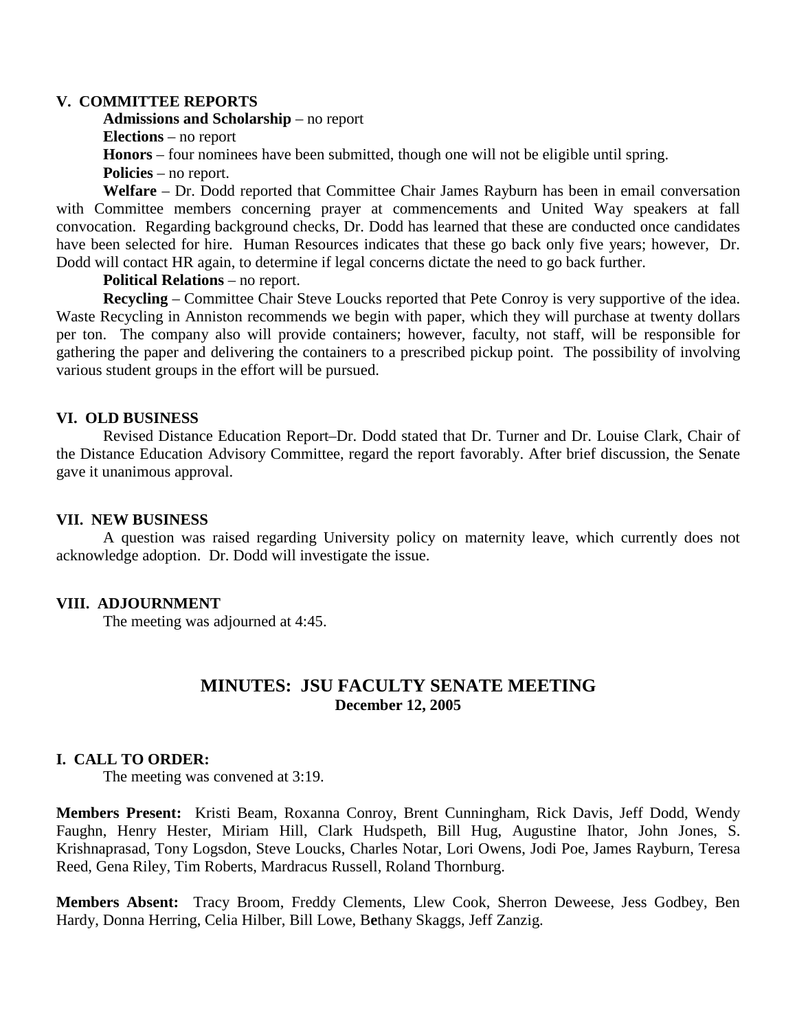### V. COMMITTEE REPORTS

**Admissions and Scholarship** – no report

**Elections** – no report

**Honors** – four nominees have been submitted, though one will not be eligible until spring.

**Policies** – no report.

**Welfare** – Dr. Dodd reported that Committee Chair James Rayburn has been in email conversation with Committee members concerning prayer at commencements and United Way speakers at fall convocation. Regarding background checks, Dr. Dodd has learned that these are conducted once candidates have been selected for hire. Human Resources indicates that these go back only five years; however, Dr. Dodd will contact HR again, to determine if legal concerns dictate the need to go back further.

**Political Relations** – no report.

**Recycling** – Committee Chair Steve Loucks reported that Pete Conroy is very supportive of the idea. Waste Recycling in Anniston recommends we begin with paper, which they will purchase at twenty dollars per ton. The company also will provide containers; however, faculty, not staff, will be responsible for gathering the paper and delivering the containers to a prescribed pickup point. The possibility of involving various student groups in the effort will be pursued.

### VI. OLD BUSINESS

Revised Distance Education Report–Dr. Dodd stated that Dr. Turner and Dr. Louise Clark, Chair of the Distance Education Advisory Committee, regard the report favorably. After brief discussion, the Senate gave it unanimous approval.

### VII. NEW BUSINESS

A question was raised regarding University policy on maternity leave, which currently does not acknowledge adoption. Dr. Dodd will investigate the issue.

### VIII. ADJOURNMENT

The meeting was adjourned at 4:45.

## MINUTES: JSU FACULTY SENATE MEETING
**December 12, 2005**

### I. CALL TO ORDER:

The meeting was convened at 3:19.

**Members Present:** Kristi Beam, Roxanna Conroy, Brent Cunningham, Rick Davis, Jeff Dodd, Wendy Faughn, Henry Hester, Miriam Hill, Clark Hudspeth, Bill Hug, Augustine Ihator, John Jones, S. Krishnaprasad, Tony Logsdon, Steve Loucks, Charles Notar, Lori Owens, Jodi Poe, James Rayburn, Teresa Reed, Gena Riley, Tim Roberts, Mardracus Russell, Roland Thornburg.

**Members Absent:** Tracy Broom, Freddy Clements, Llew Cook, Sherron Deweese, Jess Godbey, Ben Hardy, Donna Herring, Celia Hilber, Bill Lowe, B**e**thany Skaggs, Jeff Zanzig.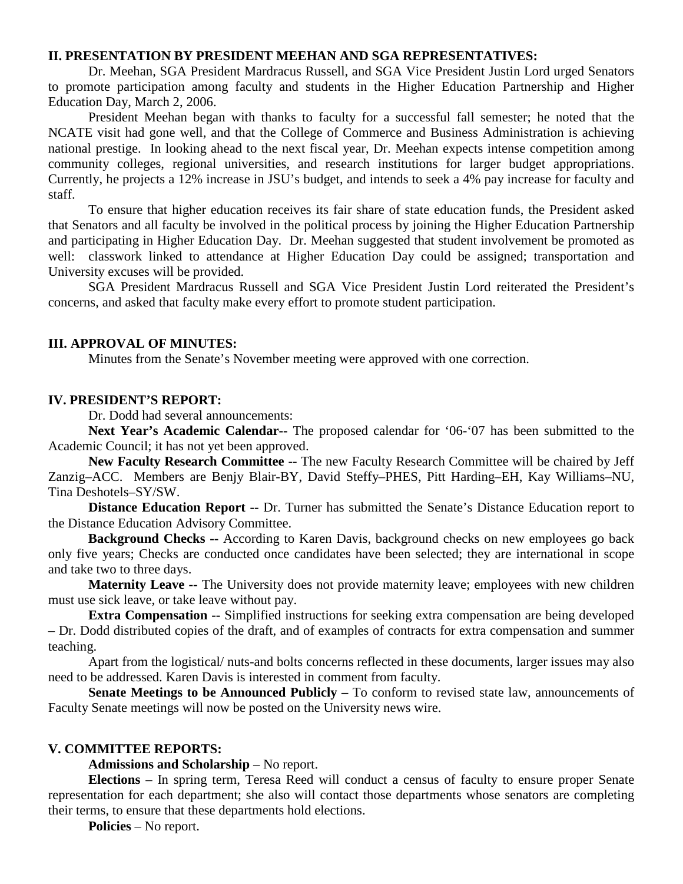**II. PRESENTATION BY PRESIDENT MEEHAN AND SGA REPRESENTATIVES:**

Dr. Meehan, SGA President Mardracus Russell, and SGA Vice President Justin Lord urged Senators to promote participation among faculty and students in the Higher Education Partnership and Higher Education Day, March 2, 2006.

President Meehan began with thanks to faculty for a successful fall semester; he noted that the NCATE visit had gone well, and that the College of Commerce and Business Administration is achieving national prestige. In looking ahead to the next fiscal year, Dr. Meehan expects intense competition among community colleges, regional universities, and research institutions for larger budget appropriations. Currently, he projects a 12% increase in JSU's budget, and intends to seek a 4% pay increase for faculty and staff.

To ensure that higher education receives its fair share of state education funds, the President asked that Senators and all faculty be involved in the political process by joining the Higher Education Partnership and participating in Higher Education Day. Dr. Meehan suggested that student involvement be promoted as well: classwork linked to attendance at Higher Education Day could be assigned; transportation and University excuses will be provided.

SGA President Mardracus Russell and SGA Vice President Justin Lord reiterated the President's concerns, and asked that faculty make every effort to promote student participation.

**III. APPROVAL OF MINUTES:**

Minutes from the Senate's November meeting were approved with one correction.

**IV. PRESIDENT'S REPORT:**

Dr. Dodd had several announcements:

**Next Year's Academic Calendar--** The proposed calendar for '06-'07 has been submitted to the Academic Council; it has not yet been approved.

**New Faculty Research Committee --** The new Faculty Research Committee will be chaired by Jeff Zanzig–ACC. Members are Benjy Blair-BY, David Steffy–PHES, Pitt Harding–EH, Kay Williams–NU, Tina Deshotels–SY/SW.

**Distance Education Report --** Dr. Turner has submitted the Senate's Distance Education report to the Distance Education Advisory Committee.

**Background Checks --** According to Karen Davis, background checks on new employees go back only five years; Checks are conducted once candidates have been selected; they are international in scope and take two to three days.

**Maternity Leave --** The University does not provide maternity leave; employees with new children must use sick leave, or take leave without pay.

**Extra Compensation --** Simplified instructions for seeking extra compensation are being developed – Dr. Dodd distributed copies of the draft, and of examples of contracts for extra compensation and summer teaching.

Apart from the logistical/ nuts-and bolts concerns reflected in these documents, larger issues may also need to be addressed. Karen Davis is interested in comment from faculty.

**Senate Meetings to be Announced Publicly –** To conform to revised state law, announcements of Faculty Senate meetings will now be posted on the University news wire.

**V. COMMITTEE REPORTS:**

**Admissions and Scholarship** – No report.

**Elections** – In spring term, Teresa Reed will conduct a census of faculty to ensure proper Senate representation for each department; she also will contact those departments whose senators are completing their terms, to ensure that these departments hold elections.

**Policies** – No report.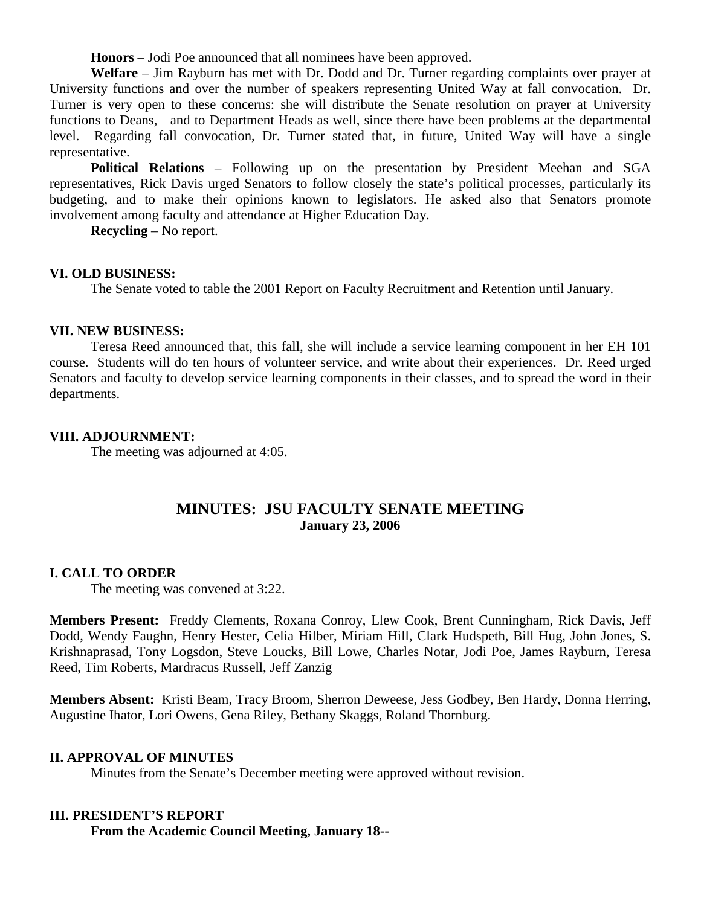**Honors** – Jodi Poe announced that all nominees have been approved.

**Welfare** – Jim Rayburn has met with Dr. Dodd and Dr. Turner regarding complaints over prayer at University functions and over the number of speakers representing United Way at fall convocation. Dr. Turner is very open to these concerns: she will distribute the Senate resolution on prayer at University functions to Deans, and to Department Heads as well, since there have been problems at the departmental level. Regarding fall convocation, Dr. Turner stated that, in future, United Way will have a single representative.

**Political Relations** – Following up on the presentation by President Meehan and SGA representatives, Rick Davis urged Senators to follow closely the state's political processes, particularly its budgeting, and to make their opinions known to legislators. He asked also that Senators promote involvement among faculty and attendance at Higher Education Day.

**Recycling** – No report.

### VI. OLD BUSINESS:

The Senate voted to table the 2001 Report on Faculty Recruitment and Retention until January.

### VII. NEW BUSINESS:

Teresa Reed announced that, this fall, she will include a service learning component in her EH 101 course. Students will do ten hours of volunteer service, and write about their experiences. Dr. Reed urged Senators and faculty to develop service learning components in their classes, and to spread the word in their departments.

### VIII. ADJOURNMENT:

The meeting was adjourned at 4:05.

## MINUTES: JSU FACULTY SENATE MEETING
**January 23, 2006**

### I. CALL TO ORDER

The meeting was convened at 3:22.

**Members Present:** Freddy Clements, Roxana Conroy, Llew Cook, Brent Cunningham, Rick Davis, Jeff Dodd, Wendy Faughn, Henry Hester, Celia Hilber, Miriam Hill, Clark Hudspeth, Bill Hug, John Jones, S. Krishnaprasad, Tony Logsdon, Steve Loucks, Bill Lowe, Charles Notar, Jodi Poe, James Rayburn, Teresa Reed, Tim Roberts, Mardracus Russell, Jeff Zanzig

**Members Absent:** Kristi Beam, Tracy Broom, Sherron Deweese, Jess Godbey, Ben Hardy, Donna Herring, Augustine Ihator, Lori Owens, Gena Riley, Bethany Skaggs, Roland Thornburg.

### II. APPROVAL OF MINUTES

Minutes from the Senate's December meeting were approved without revision.

### III. PRESIDENT'S REPORT

**From the Academic Council Meeting, January 18--**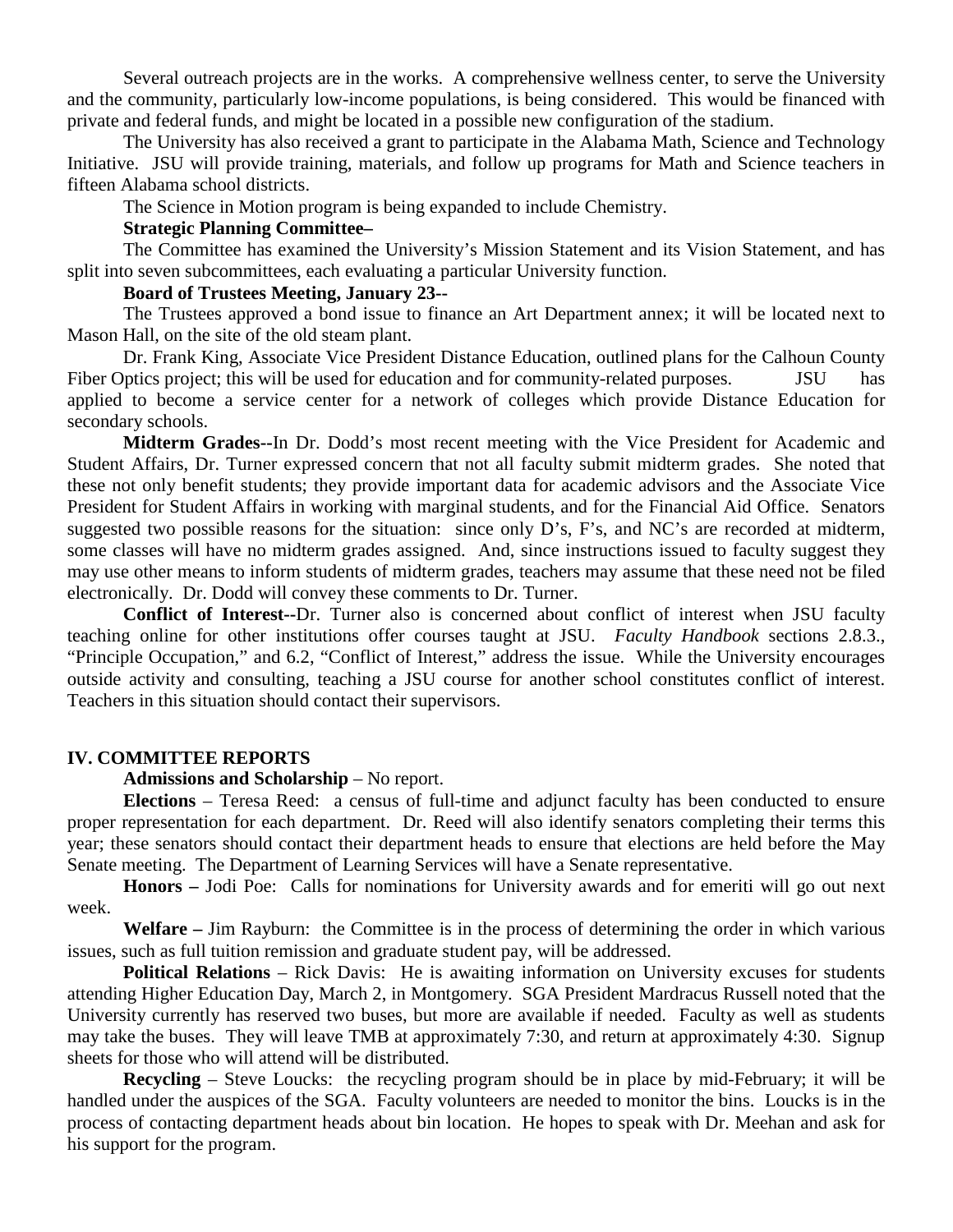Several outreach projects are in the works. A comprehensive wellness center, to serve the University and the community, particularly low-income populations, is being considered. This would be financed with private and federal funds, and might be located in a possible new configuration of the stadium.

The University has also received a grant to participate in the Alabama Math, Science and Technology Initiative. JSU will provide training, materials, and follow up programs for Math and Science teachers in fifteen Alabama school districts.

The Science in Motion program is being expanded to include Chemistry.

**Strategic Planning Committee–**

The Committee has examined the University's Mission Statement and its Vision Statement, and has split into seven subcommittees, each evaluating a particular University function.

**Board of Trustees Meeting, January 23--**

The Trustees approved a bond issue to finance an Art Department annex; it will be located next to Mason Hall, on the site of the old steam plant.

Dr. Frank King, Associate Vice President Distance Education, outlined plans for the Calhoun County Fiber Optics project; this will be used for education and for community-related purposes. JSU has applied to become a service center for a network of colleges which provide Distance Education for secondary schools.

**Midterm Grades--**In Dr. Dodd's most recent meeting with the Vice President for Academic and Student Affairs, Dr. Turner expressed concern that not all faculty submit midterm grades. She noted that these not only benefit students; they provide important data for academic advisors and the Associate Vice President for Student Affairs in working with marginal students, and for the Financial Aid Office. Senators suggested two possible reasons for the situation: since only D's, F's, and NC's are recorded at midterm, some classes will have no midterm grades assigned. And, since instructions issued to faculty suggest they may use other means to inform students of midterm grades, teachers may assume that these need not be filed electronically. Dr. Dodd will convey these comments to Dr. Turner.

**Conflict of Interest--**Dr. Turner also is concerned about conflict of interest when JSU faculty teaching online for other institutions offer courses taught at JSU. *Faculty Handbook* sections 2.8.3., "Principle Occupation," and 6.2, "Conflict of Interest," address the issue. While the University encourages outside activity and consulting, teaching a JSU course for another school constitutes conflict of interest. Teachers in this situation should contact their supervisors.

## IV. COMMITTEE REPORTS

**Admissions and Scholarship** – No report.

**Elections** – Teresa Reed: a census of full-time and adjunct faculty has been conducted to ensure proper representation for each department. Dr. Reed will also identify senators completing their terms this year; these senators should contact their department heads to ensure that elections are held before the May Senate meeting. The Department of Learning Services will have a Senate representative.

**Honors –** Jodi Poe: Calls for nominations for University awards and for emeriti will go out next week.

**Welfare –** Jim Rayburn: the Committee is in the process of determining the order in which various issues, such as full tuition remission and graduate student pay, will be addressed.

**Political Relations** – Rick Davis: He is awaiting information on University excuses for students attending Higher Education Day, March 2, in Montgomery. SGA President Mardracus Russell noted that the University currently has reserved two buses, but more are available if needed. Faculty as well as students may take the buses. They will leave TMB at approximately 7:30, and return at approximately 4:30. Signup sheets for those who will attend will be distributed.

**Recycling** – Steve Loucks: the recycling program should be in place by mid-February; it will be handled under the auspices of the SGA. Faculty volunteers are needed to monitor the bins. Loucks is in the process of contacting department heads about bin location. He hopes to speak with Dr. Meehan and ask for his support for the program.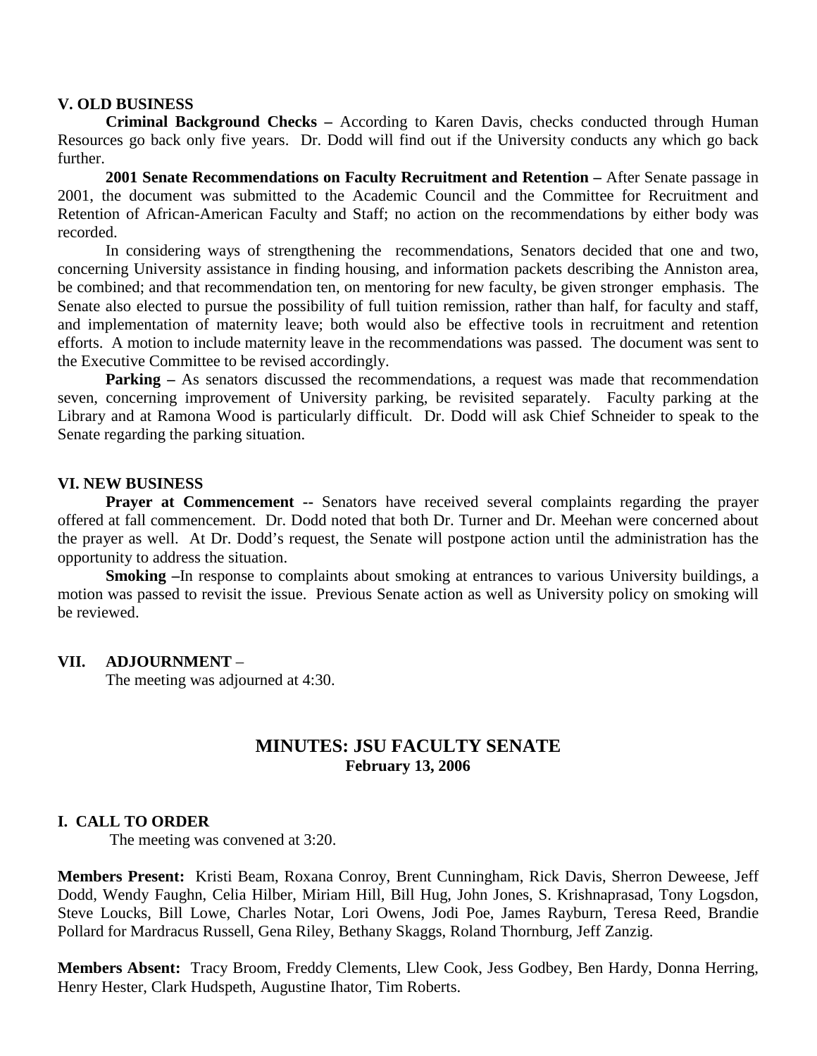## V. OLD BUSINESS

**Criminal Background Checks –** According to Karen Davis, checks conducted through Human Resources go back only five years. Dr. Dodd will find out if the University conducts any which go back further.

**2001 Senate Recommendations on Faculty Recruitment and Retention –** After Senate passage in 2001, the document was submitted to the Academic Council and the Committee for Recruitment and Retention of African-American Faculty and Staff; no action on the recommendations by either body was recorded.

In considering ways of strengthening the recommendations, Senators decided that one and two, concerning University assistance in finding housing, and information packets describing the Anniston area, be combined; and that recommendation ten, on mentoring for new faculty, be given stronger emphasis. The Senate also elected to pursue the possibility of full tuition remission, rather than half, for faculty and staff, and implementation of maternity leave; both would also be effective tools in recruitment and retention efforts. A motion to include maternity leave in the recommendations was passed. The document was sent to the Executive Committee to be revised accordingly.

**Parking –** As senators discussed the recommendations, a request was made that recommendation seven, concerning improvement of University parking, be revisited separately. Faculty parking at the Library and at Ramona Wood is particularly difficult. Dr. Dodd will ask Chief Schneider to speak to the Senate regarding the parking situation.

## VI. NEW BUSINESS

**Prayer at Commencement --** Senators have received several complaints regarding the prayer offered at fall commencement. Dr. Dodd noted that both Dr. Turner and Dr. Meehan were concerned about the prayer as well. At Dr. Dodd's request, the Senate will postpone action until the administration has the opportunity to address the situation.

**Smoking –**In response to complaints about smoking at entrances to various University buildings, a motion was passed to revisit the issue. Previous Senate action as well as University policy on smoking will be reviewed.

## VII. ADJOURNMENT –

The meeting was adjourned at 4:30.

# MINUTES: JSU FACULTY SENATE
**February 13, 2006**

## I. CALL TO ORDER

The meeting was convened at 3:20.

**Members Present:** Kristi Beam, Roxana Conroy, Brent Cunningham, Rick Davis, Sherron Deweese, Jeff Dodd, Wendy Faughn, Celia Hilber, Miriam Hill, Bill Hug, John Jones, S. Krishnaprasad, Tony Logsdon, Steve Loucks, Bill Lowe, Charles Notar, Lori Owens, Jodi Poe, James Rayburn, Teresa Reed, Brandie Pollard for Mardracus Russell, Gena Riley, Bethany Skaggs, Roland Thornburg, Jeff Zanzig.

**Members Absent:** Tracy Broom, Freddy Clements, Llew Cook, Jess Godbey, Ben Hardy, Donna Herring, Henry Hester, Clark Hudspeth, Augustine Ihator, Tim Roberts.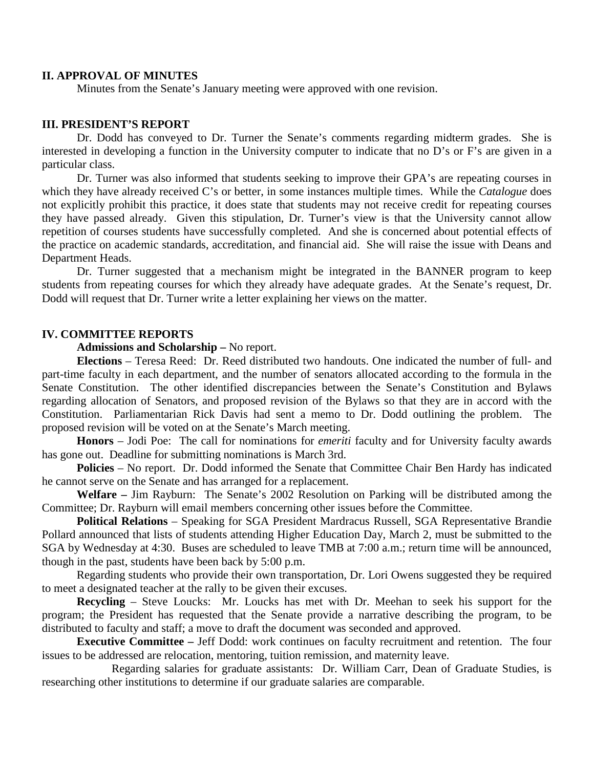## II. APPROVAL OF MINUTES

Minutes from the Senate's January meeting were approved with one revision.

## III. PRESIDENT'S REPORT

Dr. Dodd has conveyed to Dr. Turner the Senate's comments regarding midterm grades. She is interested in developing a function in the University computer to indicate that no D's or F's are given in a particular class.

Dr. Turner was also informed that students seeking to improve their GPA's are repeating courses in which they have already received C's or better, in some instances multiple times. While the *Catalogue* does not explicitly prohibit this practice, it does state that students may not receive credit for repeating courses they have passed already. Given this stipulation, Dr. Turner's view is that the University cannot allow repetition of courses students have successfully completed. And she is concerned about potential effects of the practice on academic standards, accreditation, and financial aid. She will raise the issue with Deans and Department Heads.

Dr. Turner suggested that a mechanism might be integrated in the BANNER program to keep students from repeating courses for which they already have adequate grades. At the Senate's request, Dr. Dodd will request that Dr. Turner write a letter explaining her views on the matter.

## IV. COMMITTEE REPORTS

**Admissions and Scholarship –** No report.

**Elections** – Teresa Reed: Dr. Reed distributed two handouts. One indicated the number of full- and part-time faculty in each department, and the number of senators allocated according to the formula in the Senate Constitution. The other identified discrepancies between the Senate's Constitution and Bylaws regarding allocation of Senators, and proposed revision of the Bylaws so that they are in accord with the Constitution. Parliamentarian Rick Davis had sent a memo to Dr. Dodd outlining the problem. The proposed revision will be voted on at the Senate's March meeting.

**Honors** – Jodi Poe: The call for nominations for *emeriti* faculty and for University faculty awards has gone out. Deadline for submitting nominations is March 3rd.

**Policies** – No report. Dr. Dodd informed the Senate that Committee Chair Ben Hardy has indicated he cannot serve on the Senate and has arranged for a replacement.

**Welfare –** Jim Rayburn: The Senate's 2002 Resolution on Parking will be distributed among the Committee; Dr. Rayburn will email members concerning other issues before the Committee.

**Political Relations** – Speaking for SGA President Mardracus Russell, SGA Representative Brandie Pollard announced that lists of students attending Higher Education Day, March 2, must be submitted to the SGA by Wednesday at 4:30. Buses are scheduled to leave TMB at 7:00 a.m.; return time will be announced, though in the past, students have been back by 5:00 p.m.

Regarding students who provide their own transportation, Dr. Lori Owens suggested they be required to meet a designated teacher at the rally to be given their excuses.

**Recycling** – Steve Loucks: Mr. Loucks has met with Dr. Meehan to seek his support for the program; the President has requested that the Senate provide a narrative describing the program, to be distributed to faculty and staff; a move to draft the document was seconded and approved.

**Executive Committee –** Jeff Dodd: work continues on faculty recruitment and retention. The four issues to be addressed are relocation, mentoring, tuition remission, and maternity leave.

Regarding salaries for graduate assistants: Dr. William Carr, Dean of Graduate Studies, is researching other institutions to determine if our graduate salaries are comparable.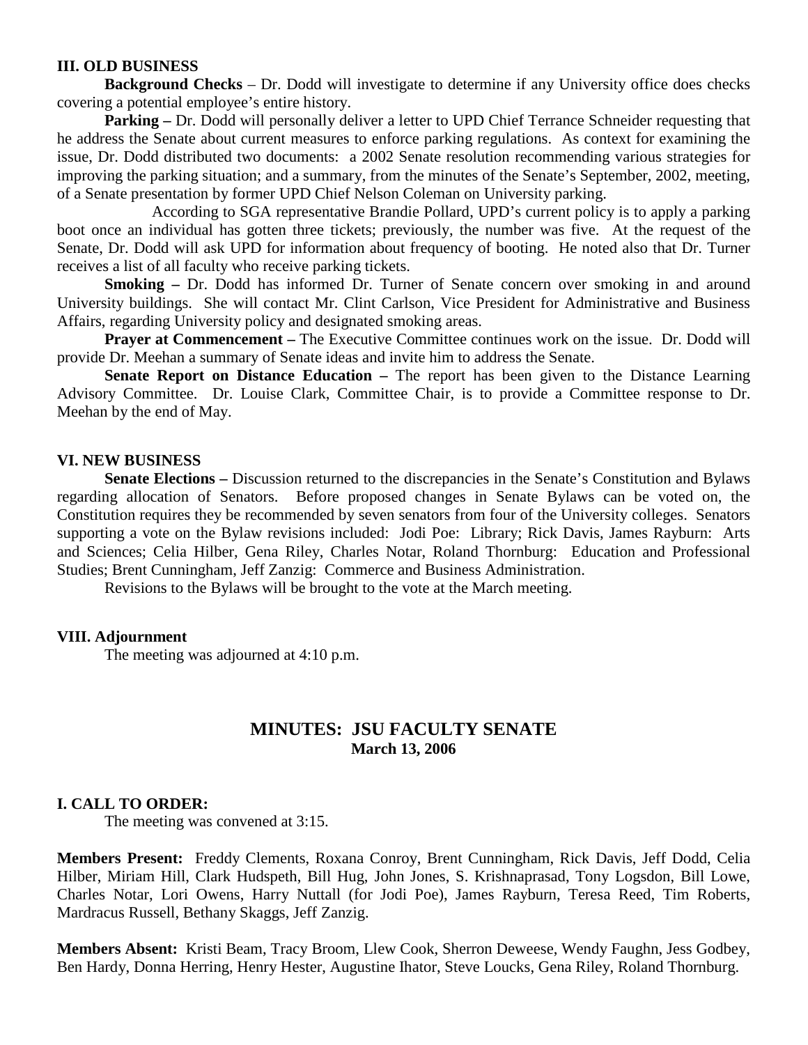**III. OLD BUSINESS**

**Background Checks** – Dr. Dodd will investigate to determine if any University office does checks covering a potential employee's entire history.

**Parking –** Dr. Dodd will personally deliver a letter to UPD Chief Terrance Schneider requesting that he address the Senate about current measures to enforce parking regulations. As context for examining the issue, Dr. Dodd distributed two documents: a 2002 Senate resolution recommending various strategies for improving the parking situation; and a summary, from the minutes of the Senate's September, 2002, meeting, of a Senate presentation by former UPD Chief Nelson Coleman on University parking.

According to SGA representative Brandie Pollard, UPD's current policy is to apply a parking boot once an individual has gotten three tickets; previously, the number was five. At the request of the Senate, Dr. Dodd will ask UPD for information about frequency of booting. He noted also that Dr. Turner receives a list of all faculty who receive parking tickets.

**Smoking –** Dr. Dodd has informed Dr. Turner of Senate concern over smoking in and around University buildings. She will contact Mr. Clint Carlson, Vice President for Administrative and Business Affairs, regarding University policy and designated smoking areas.

**Prayer at Commencement –** The Executive Committee continues work on the issue. Dr. Dodd will provide Dr. Meehan a summary of Senate ideas and invite him to address the Senate.

**Senate Report on Distance Education –** The report has been given to the Distance Learning Advisory Committee. Dr. Louise Clark, Committee Chair, is to provide a Committee response to Dr. Meehan by the end of May.

**VI. NEW BUSINESS**

**Senate Elections –** Discussion returned to the discrepancies in the Senate's Constitution and Bylaws regarding allocation of Senators. Before proposed changes in Senate Bylaws can be voted on, the Constitution requires they be recommended by seven senators from four of the University colleges. Senators supporting a vote on the Bylaw revisions included: Jodi Poe: Library; Rick Davis, James Rayburn: Arts and Sciences; Celia Hilber, Gena Riley, Charles Notar, Roland Thornburg: Education and Professional Studies; Brent Cunningham, Jeff Zanzig: Commerce and Business Administration.

Revisions to the Bylaws will be brought to the vote at the March meeting.

**VIII. Adjournment**

The meeting was adjourned at 4:10 p.m.

## MINUTES: JSU FACULTY SENATE
**March 13, 2006**

**I. CALL TO ORDER:**

The meeting was convened at 3:15.

**Members Present:** Freddy Clements, Roxana Conroy, Brent Cunningham, Rick Davis, Jeff Dodd, Celia Hilber, Miriam Hill, Clark Hudspeth, Bill Hug, John Jones, S. Krishnaprasad, Tony Logsdon, Bill Lowe, Charles Notar, Lori Owens, Harry Nuttall (for Jodi Poe), James Rayburn, Teresa Reed, Tim Roberts, Mardracus Russell, Bethany Skaggs, Jeff Zanzig.

**Members Absent:** Kristi Beam, Tracy Broom, Llew Cook, Sherron Deweese, Wendy Faughn, Jess Godbey, Ben Hardy, Donna Herring, Henry Hester, Augustine Ihator, Steve Loucks, Gena Riley, Roland Thornburg.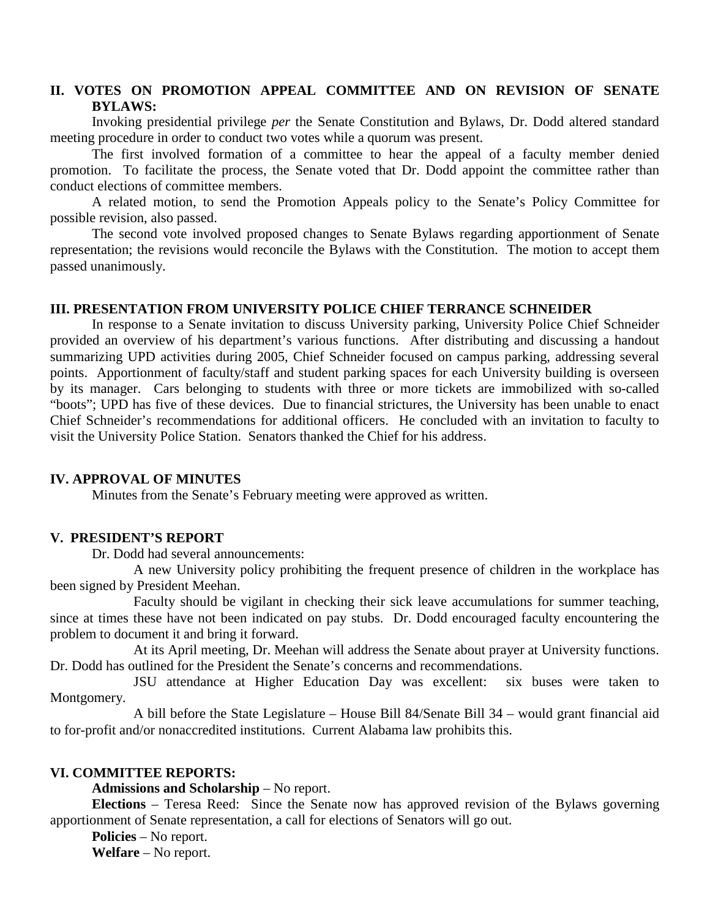## II. VOTES ON PROMOTION APPEAL COMMITTEE AND ON REVISION OF SENATE BYLAWS:

Invoking presidential privilege *per* the Senate Constitution and Bylaws, Dr. Dodd altered standard meeting procedure in order to conduct two votes while a quorum was present.

The first involved formation of a committee to hear the appeal of a faculty member denied promotion. To facilitate the process, the Senate voted that Dr. Dodd appoint the committee rather than conduct elections of committee members.

A related motion, to send the Promotion Appeals policy to the Senate's Policy Committee for possible revision, also passed.

The second vote involved proposed changes to Senate Bylaws regarding apportionment of Senate representation; the revisions would reconcile the Bylaws with the Constitution. The motion to accept them passed unanimously.

## III. PRESENTATION FROM UNIVERSITY POLICE CHIEF TERRANCE SCHNEIDER

In response to a Senate invitation to discuss University parking, University Police Chief Schneider provided an overview of his department's various functions. After distributing and discussing a handout summarizing UPD activities during 2005, Chief Schneider focused on campus parking, addressing several points. Apportionment of faculty/staff and student parking spaces for each University building is overseen by its manager. Cars belonging to students with three or more tickets are immobilized with so-called "boots"; UPD has five of these devices. Due to financial strictures, the University has been unable to enact Chief Schneider's recommendations for additional officers. He concluded with an invitation to faculty to visit the University Police Station. Senators thanked the Chief for his address.

## IV. APPROVAL OF MINUTES

Minutes from the Senate's February meeting were approved as written.

## V. PRESIDENT'S REPORT

Dr. Dodd had several announcements:

A new University policy prohibiting the frequent presence of children in the workplace has been signed by President Meehan.

Faculty should be vigilant in checking their sick leave accumulations for summer teaching, since at times these have not been indicated on pay stubs. Dr. Dodd encouraged faculty encountering the problem to document it and bring it forward.

At its April meeting, Dr. Meehan will address the Senate about prayer at University functions. Dr. Dodd has outlined for the President the Senate's concerns and recommendations.

JSU attendance at Higher Education Day was excellent: six buses were taken to Montgomery.

A bill before the State Legislature – House Bill 84/Senate Bill 34 – would grant financial aid to for-profit and/or nonaccredited institutions. Current Alabama law prohibits this.

## VI. COMMITTEE REPORTS:

**Admissions and Scholarship** – No report.

**Elections** – Teresa Reed: Since the Senate now has approved revision of the Bylaws governing apportionment of Senate representation, a call for elections of Senators will go out.

**Policies** – No report.

**Welfare** – No report.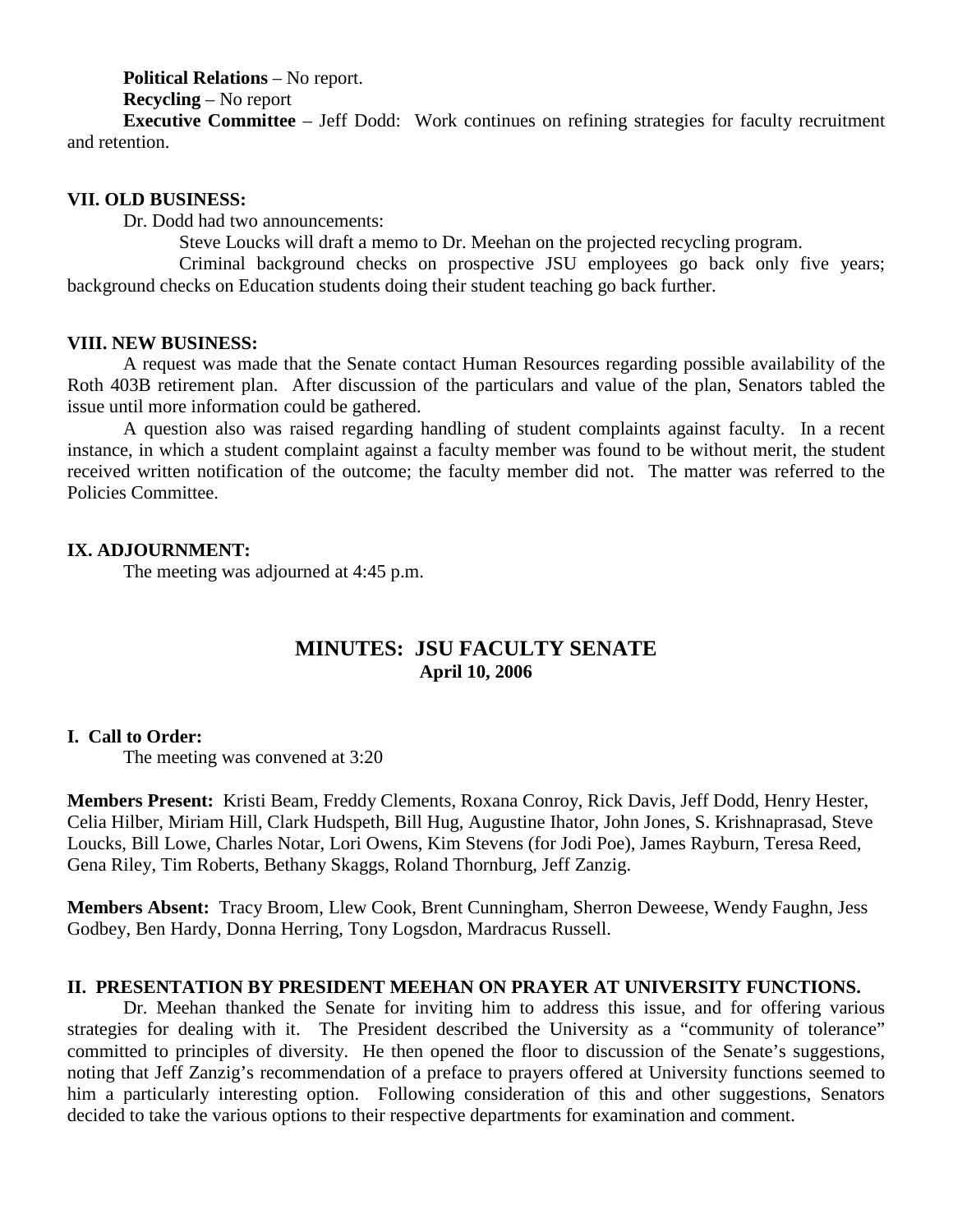**Political Relations** – No report.

**Recycling** – No report

**Executive Committee** – Jeff Dodd: Work continues on refining strategies for faculty recruitment and retention.

**VII. OLD BUSINESS:**

Dr. Dodd had two announcements:

Steve Loucks will draft a memo to Dr. Meehan on the projected recycling program.

Criminal background checks on prospective JSU employees go back only five years; background checks on Education students doing their student teaching go back further.

**VIII. NEW BUSINESS:**

A request was made that the Senate contact Human Resources regarding possible availability of the Roth 403B retirement plan. After discussion of the particulars and value of the plan, Senators tabled the issue until more information could be gathered.

A question also was raised regarding handling of student complaints against faculty. In a recent instance, in which a student complaint against a faculty member was found to be without merit, the student received written notification of the outcome; the faculty member did not. The matter was referred to the Policies Committee.

**IX. ADJOURNMENT:**

The meeting was adjourned at 4:45 p.m.

## MINUTES: JSU FACULTY SENATE

**April 10, 2006**

**I. Call to Order:**

The meeting was convened at 3:20

**Members Present:** Kristi Beam, Freddy Clements, Roxana Conroy, Rick Davis, Jeff Dodd, Henry Hester, Celia Hilber, Miriam Hill, Clark Hudspeth, Bill Hug, Augustine Ihator, John Jones, S. Krishnaprasad, Steve Loucks, Bill Lowe, Charles Notar, Lori Owens, Kim Stevens (for Jodi Poe), James Rayburn, Teresa Reed, Gena Riley, Tim Roberts, Bethany Skaggs, Roland Thornburg, Jeff Zanzig.

**Members Absent:** Tracy Broom, Llew Cook, Brent Cunningham, Sherron Deweese, Wendy Faughn, Jess Godbey, Ben Hardy, Donna Herring, Tony Logsdon, Mardracus Russell.

**II. PRESENTATION BY PRESIDENT MEEHAN ON PRAYER AT UNIVERSITY FUNCTIONS.**

Dr. Meehan thanked the Senate for inviting him to address this issue, and for offering various strategies for dealing with it. The President described the University as a "community of tolerance" committed to principles of diversity. He then opened the floor to discussion of the Senate's suggestions, noting that Jeff Zanzig's recommendation of a preface to prayers offered at University functions seemed to him a particularly interesting option. Following consideration of this and other suggestions, Senators decided to take the various options to their respective departments for examination and comment.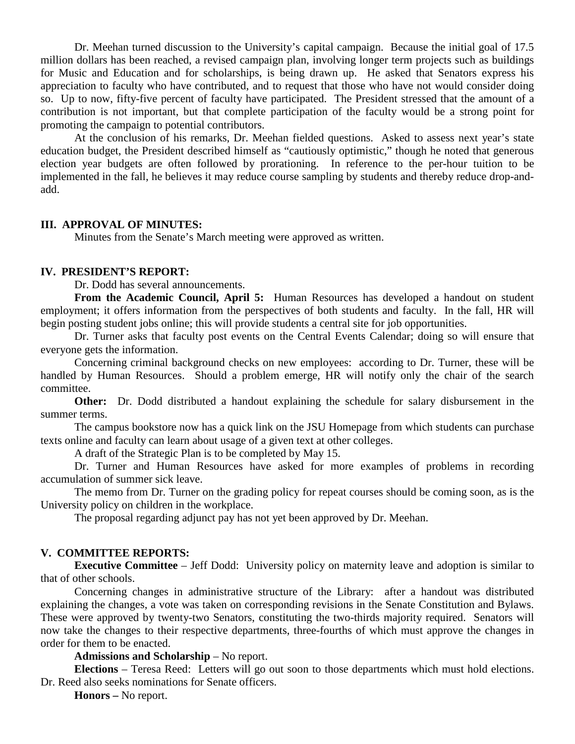Dr. Meehan turned discussion to the University's capital campaign. Because the initial goal of 17.5 million dollars has been reached, a revised campaign plan, involving longer term projects such as buildings for Music and Education and for scholarships, is being drawn up. He asked that Senators express his appreciation to faculty who have contributed, and to request that those who have not would consider doing so. Up to now, fifty-five percent of faculty have participated. The President stressed that the amount of a contribution is not important, but that complete participation of the faculty would be a strong point for promoting the campaign to potential contributors.

At the conclusion of his remarks, Dr. Meehan fielded questions. Asked to assess next year's state education budget, the President described himself as "cautiously optimistic," though he noted that generous election year budgets are often followed by prorationing. In reference to the per-hour tuition to be implemented in the fall, he believes it may reduce course sampling by students and thereby reduce drop-and-add.

## III. APPROVAL OF MINUTES:

Minutes from the Senate's March meeting were approved as written.

## IV. PRESIDENT'S REPORT:

Dr. Dodd has several announcements.

**From the Academic Council, April 5:** Human Resources has developed a handout on student employment; it offers information from the perspectives of both students and faculty. In the fall, HR will begin posting student jobs online; this will provide students a central site for job opportunities.

Dr. Turner asks that faculty post events on the Central Events Calendar; doing so will ensure that everyone gets the information.

Concerning criminal background checks on new employees: according to Dr. Turner, these will be handled by Human Resources. Should a problem emerge, HR will notify only the chair of the search committee.

**Other:** Dr. Dodd distributed a handout explaining the schedule for salary disbursement in the summer terms.

The campus bookstore now has a quick link on the JSU Homepage from which students can purchase texts online and faculty can learn about usage of a given text at other colleges.

A draft of the Strategic Plan is to be completed by May 15.

Dr. Turner and Human Resources have asked for more examples of problems in recording accumulation of summer sick leave.

The memo from Dr. Turner on the grading policy for repeat courses should be coming soon, as is the University policy on children in the workplace.

The proposal regarding adjunct pay has not yet been approved by Dr. Meehan.

## V. COMMITTEE REPORTS:

**Executive Committee** – Jeff Dodd: University policy on maternity leave and adoption is similar to that of other schools.

Concerning changes in administrative structure of the Library: after a handout was distributed explaining the changes, a vote was taken on corresponding revisions in the Senate Constitution and Bylaws. These were approved by twenty-two Senators, constituting the two-thirds majority required. Senators will now take the changes to their respective departments, three-fourths of which must approve the changes in order for them to be enacted.

**Admissions and Scholarship** – No report.

**Elections** – Teresa Reed: Letters will go out soon to those departments which must hold elections. Dr. Reed also seeks nominations for Senate officers.

**Honors –** No report.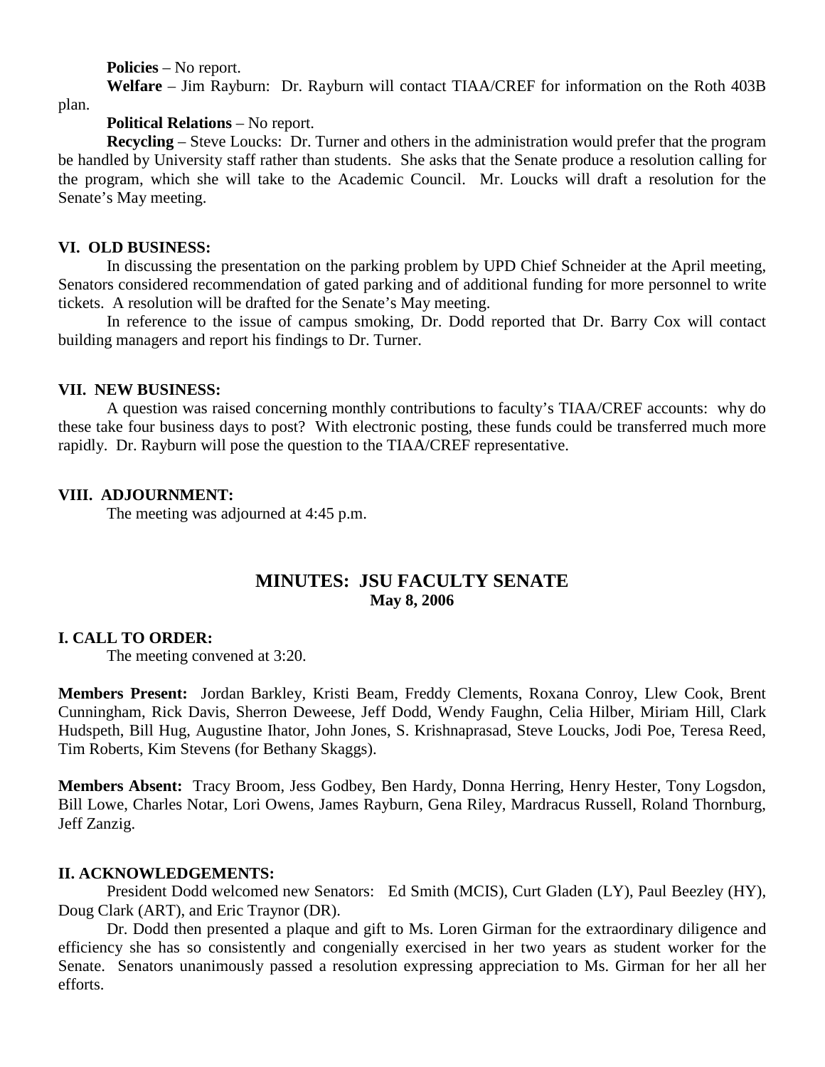**Policies** – No report.

**Welfare** – Jim Rayburn: Dr. Rayburn will contact TIAA/CREF for information on the Roth 403B plan.

**Political Relations** – No report.

**Recycling** – Steve Loucks: Dr. Turner and others in the administration would prefer that the program be handled by University staff rather than students. She asks that the Senate produce a resolution calling for the program, which she will take to the Academic Council. Mr. Loucks will draft a resolution for the Senate's May meeting.

### VI. OLD BUSINESS:

In discussing the presentation on the parking problem by UPD Chief Schneider at the April meeting, Senators considered recommendation of gated parking and of additional funding for more personnel to write tickets. A resolution will be drafted for the Senate's May meeting.

In reference to the issue of campus smoking, Dr. Dodd reported that Dr. Barry Cox will contact building managers and report his findings to Dr. Turner.

### VII. NEW BUSINESS:

A question was raised concerning monthly contributions to faculty's TIAA/CREF accounts: why do these take four business days to post? With electronic posting, these funds could be transferred much more rapidly. Dr. Rayburn will pose the question to the TIAA/CREF representative.

### VIII. ADJOURNMENT:

The meeting was adjourned at 4:45 p.m.

## MINUTES: JSU FACULTY SENATE
**May 8, 2006**

### I. CALL TO ORDER:

The meeting convened at 3:20.

**Members Present:** Jordan Barkley, Kristi Beam, Freddy Clements, Roxana Conroy, Llew Cook, Brent Cunningham, Rick Davis, Sherron Deweese, Jeff Dodd, Wendy Faughn, Celia Hilber, Miriam Hill, Clark Hudspeth, Bill Hug, Augustine Ihator, John Jones, S. Krishnaprasad, Steve Loucks, Jodi Poe, Teresa Reed, Tim Roberts, Kim Stevens (for Bethany Skaggs).

**Members Absent:** Tracy Broom, Jess Godbey, Ben Hardy, Donna Herring, Henry Hester, Tony Logsdon, Bill Lowe, Charles Notar, Lori Owens, James Rayburn, Gena Riley, Mardracus Russell, Roland Thornburg, Jeff Zanzig.

### II. ACKNOWLEDGEMENTS:

President Dodd welcomed new Senators: Ed Smith (MCIS), Curt Gladen (LY), Paul Beezley (HY), Doug Clark (ART), and Eric Traynor (DR).

Dr. Dodd then presented a plaque and gift to Ms. Loren Girman for the extraordinary diligence and efficiency she has so consistently and congenially exercised in her two years as student worker for the Senate. Senators unanimously passed a resolution expressing appreciation to Ms. Girman for her all her efforts.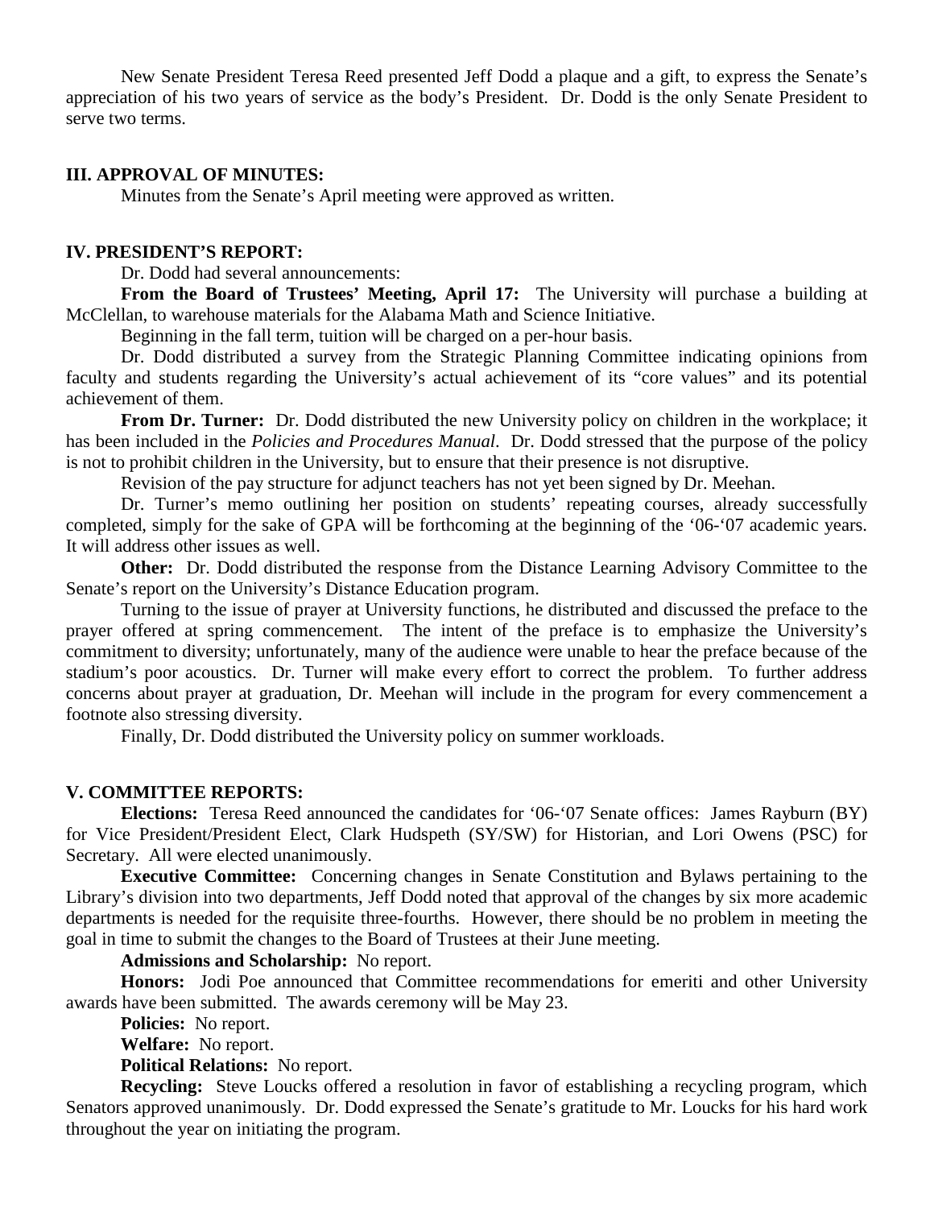New Senate President Teresa Reed presented Jeff Dodd a plaque and a gift, to express the Senate's appreciation of his two years of service as the body's President. Dr. Dodd is the only Senate President to serve two terms.

### III. APPROVAL OF MINUTES:

Minutes from the Senate's April meeting were approved as written.

### IV. PRESIDENT'S REPORT:

Dr. Dodd had several announcements:

**From the Board of Trustees' Meeting, April 17:** The University will purchase a building at McClellan, to warehouse materials for the Alabama Math and Science Initiative.

Beginning in the fall term, tuition will be charged on a per-hour basis.

Dr. Dodd distributed a survey from the Strategic Planning Committee indicating opinions from faculty and students regarding the University's actual achievement of its "core values" and its potential achievement of them.

**From Dr. Turner:** Dr. Dodd distributed the new University policy on children in the workplace; it has been included in the *Policies and Procedures Manual*. Dr. Dodd stressed that the purpose of the policy is not to prohibit children in the University, but to ensure that their presence is not disruptive.

Revision of the pay structure for adjunct teachers has not yet been signed by Dr. Meehan.

Dr. Turner's memo outlining her position on students' repeating courses, already successfully completed, simply for the sake of GPA will be forthcoming at the beginning of the '06-'07 academic years. It will address other issues as well.

**Other:** Dr. Dodd distributed the response from the Distance Learning Advisory Committee to the Senate's report on the University's Distance Education program.

Turning to the issue of prayer at University functions, he distributed and discussed the preface to the prayer offered at spring commencement. The intent of the preface is to emphasize the University's commitment to diversity; unfortunately, many of the audience were unable to hear the preface because of the stadium's poor acoustics. Dr. Turner will make every effort to correct the problem. To further address concerns about prayer at graduation, Dr. Meehan will include in the program for every commencement a footnote also stressing diversity.

Finally, Dr. Dodd distributed the University policy on summer workloads.

### V. COMMITTEE REPORTS:

**Elections:** Teresa Reed announced the candidates for '06-'07 Senate offices: James Rayburn (BY) for Vice President/President Elect, Clark Hudspeth (SY/SW) for Historian, and Lori Owens (PSC) for Secretary. All were elected unanimously.

**Executive Committee:** Concerning changes in Senate Constitution and Bylaws pertaining to the Library's division into two departments, Jeff Dodd noted that approval of the changes by six more academic departments is needed for the requisite three-fourths. However, there should be no problem in meeting the goal in time to submit the changes to the Board of Trustees at their June meeting.

**Admissions and Scholarship:** No report.

**Honors:** Jodi Poe announced that Committee recommendations for emeriti and other University awards have been submitted. The awards ceremony will be May 23.

**Policies:** No report.

**Welfare:** No report.

**Political Relations:** No report.

**Recycling:** Steve Loucks offered a resolution in favor of establishing a recycling program, which Senators approved unanimously. Dr. Dodd expressed the Senate's gratitude to Mr. Loucks for his hard work throughout the year on initiating the program.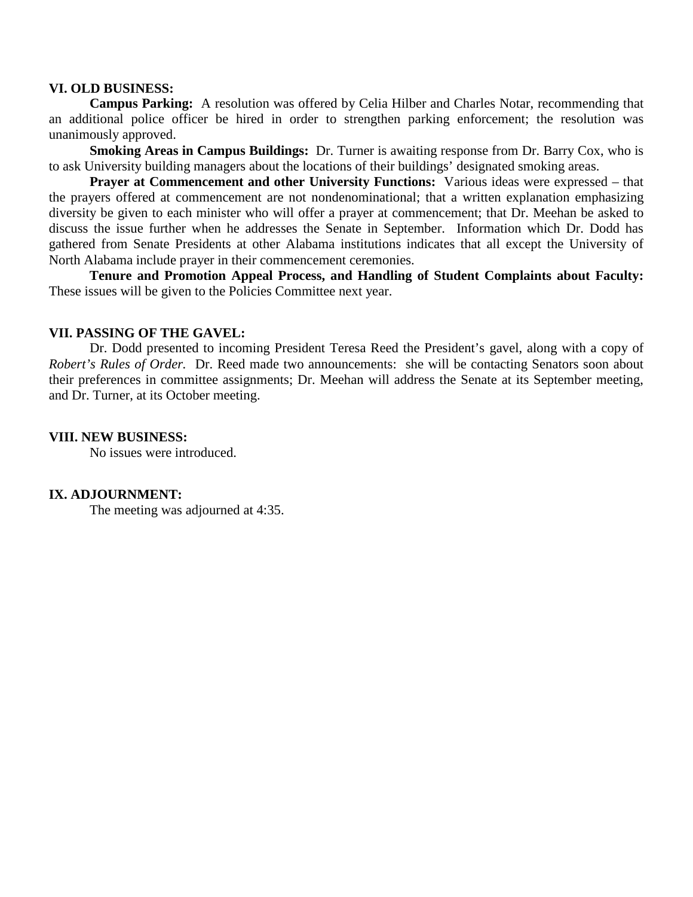**VI. OLD BUSINESS:**

**Campus Parking:** A resolution was offered by Celia Hilber and Charles Notar, recommending that an additional police officer be hired in order to strengthen parking enforcement; the resolution was unanimously approved.

**Smoking Areas in Campus Buildings:** Dr. Turner is awaiting response from Dr. Barry Cox, who is to ask University building managers about the locations of their buildings' designated smoking areas.

**Prayer at Commencement and other University Functions:** Various ideas were expressed – that the prayers offered at commencement are not nondenominational; that a written explanation emphasizing diversity be given to each minister who will offer a prayer at commencement; that Dr. Meehan be asked to discuss the issue further when he addresses the Senate in September. Information which Dr. Dodd has gathered from Senate Presidents at other Alabama institutions indicates that all except the University of North Alabama include prayer in their commencement ceremonies.

**Tenure and Promotion Appeal Process, and Handling of Student Complaints about Faculty:** These issues will be given to the Policies Committee next year.

**VII. PASSING OF THE GAVEL:**

Dr. Dodd presented to incoming President Teresa Reed the President's gavel, along with a copy of *Robert's Rules of Order.* Dr. Reed made two announcements: she will be contacting Senators soon about their preferences in committee assignments; Dr. Meehan will address the Senate at its September meeting, and Dr. Turner, at its October meeting.

**VIII. NEW BUSINESS:**

No issues were introduced.

**IX. ADJOURNMENT:**

The meeting was adjourned at 4:35.